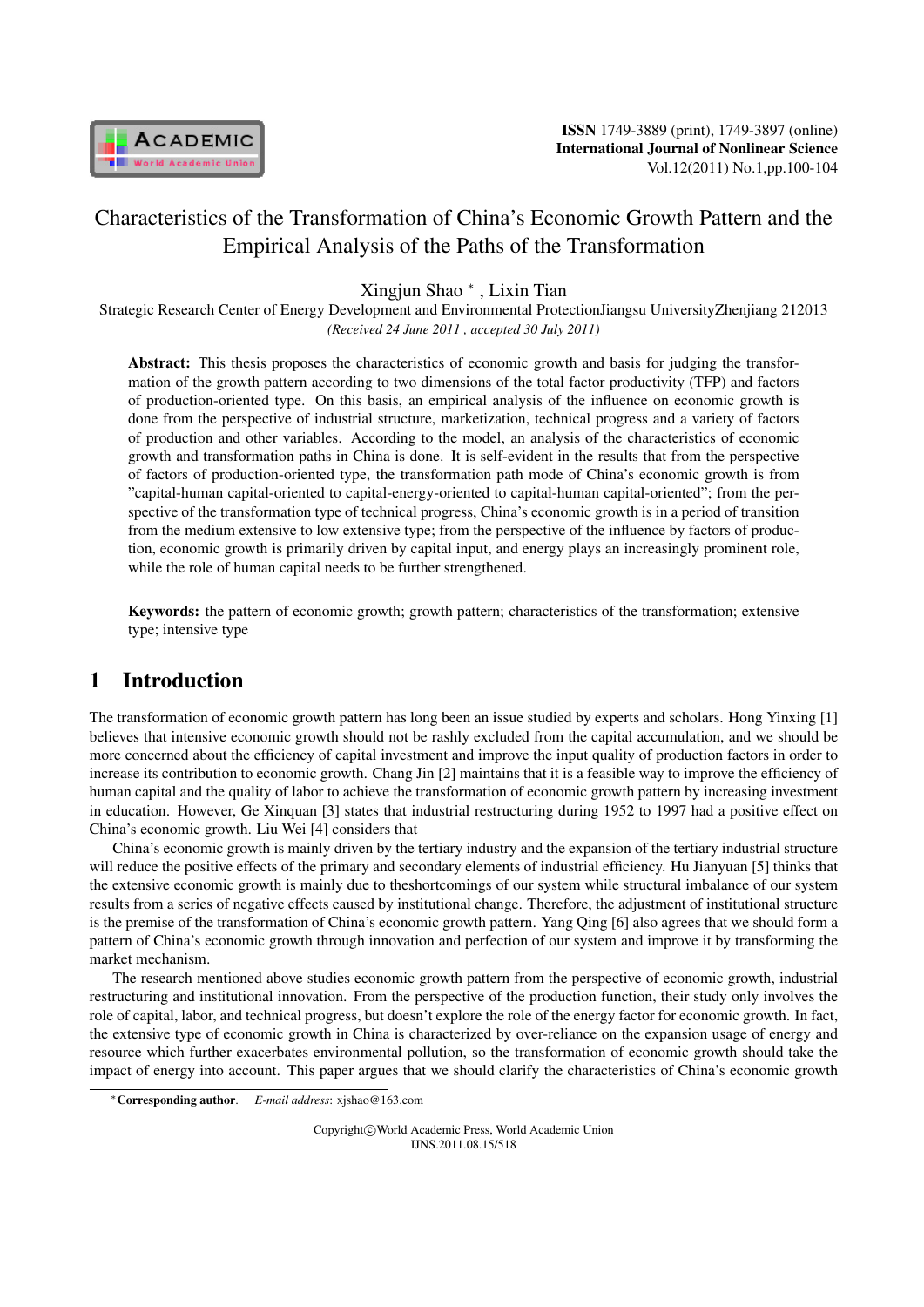# Characteristics of the Transformation of China's Economic Growth Pattern and the Empirical Analysis of the Paths of the Transformation

Xingjun Shao *, Lixin Tian

Strategic Research Center of Energy Development and Environmental ProtectionJiangsu UniversityZhenjiang 212013

*(Received 24 June 2011 , accepted 30 July 2011)*

**Abstract:** This thesis proposes the characteristics of economic growth and basis for judging the transformation of the growth pattern according to two dimensions of the total factor productivity (TFP) and factors of production-oriented type. On this basis, an empirical analysis of the influence on economic growth is done from the perspective of industrial structure, marketization, technical progress and a variety of factors of production and other variables. According to the model, an analysis of the characteristics of economic growth and transformation paths in China is done. It is self-evident in the results that from the perspective of factors of production-oriented type, the transformation path mode of China's economic growth is from "capital-human capital-oriented to capital-energy-oriented to capital-human capital-oriented"; from the perspective of the transformation type of technical progress, China's economic growth is in a period of transition from the medium extensive to low extensive type; from the perspective of the influence by factors of production, economic growth is primarily driven by capital input, and energy plays an increasingly prominent role, while the role of human capital needs to be further strengthened.

**Keywords:** the pattern of economic growth; growth pattern; characteristics of the transformation; extensive type; intensive type

## 1 Introduction

The transformation of economic growth pattern has long been an issue studied by experts and scholars. Hong Yinxing [1] believes that intensive economic growth should not be rashly excluded from the capital accumulation, and we should be more concerned about the efficiency of capital investment and improve the input quality of production factors in order to increase its contribution to economic growth. Chang Jin [2] maintains that it is a feasible way to improve the efficiency of human capital and the quality of labor to achieve the transformation of economic growth pattern by increasing investment in education. However, Ge Xinquan [3] states that industrial restructuring during 1952 to 1997 had a positive effect on China's economic growth. Liu Wei [4] considers that

China's economic growth is mainly driven by the tertiary industry and the expansion of the tertiary industrial structure will reduce the positive effects of the primary and secondary elements of industrial efficiency. Hu Jianyuan [5] thinks that the extensive economic growth is mainly due to theshortcomings of our system while structural imbalance of our system results from a series of negative effects caused by institutional change. Therefore, the adjustment of institutional structure is the premise of the transformation of China's economic growth pattern. Yang Qing [6] also agrees that we should form a pattern of China's economic growth through innovation and perfection of our system and improve it by transforming the market mechanism.

The research mentioned above studies economic growth pattern from the perspective of economic growth, industrial restructuring and institutional innovation. From the perspective of the production function, their study only involves the role of capital, labor, and technical progress, but doesn't explore the role of the energy factor for economic growth. In fact, the extensive type of economic growth in China is characterized by over-reliance on the expansion usage of energy and resource which further exacerbates environmental pollution, so the transformation of economic growth should take the impact of energy into account. This paper argues that we should clarify the characteristics of China's economic growth

*Corresponding author. *E-mail address*: xjshao@163.com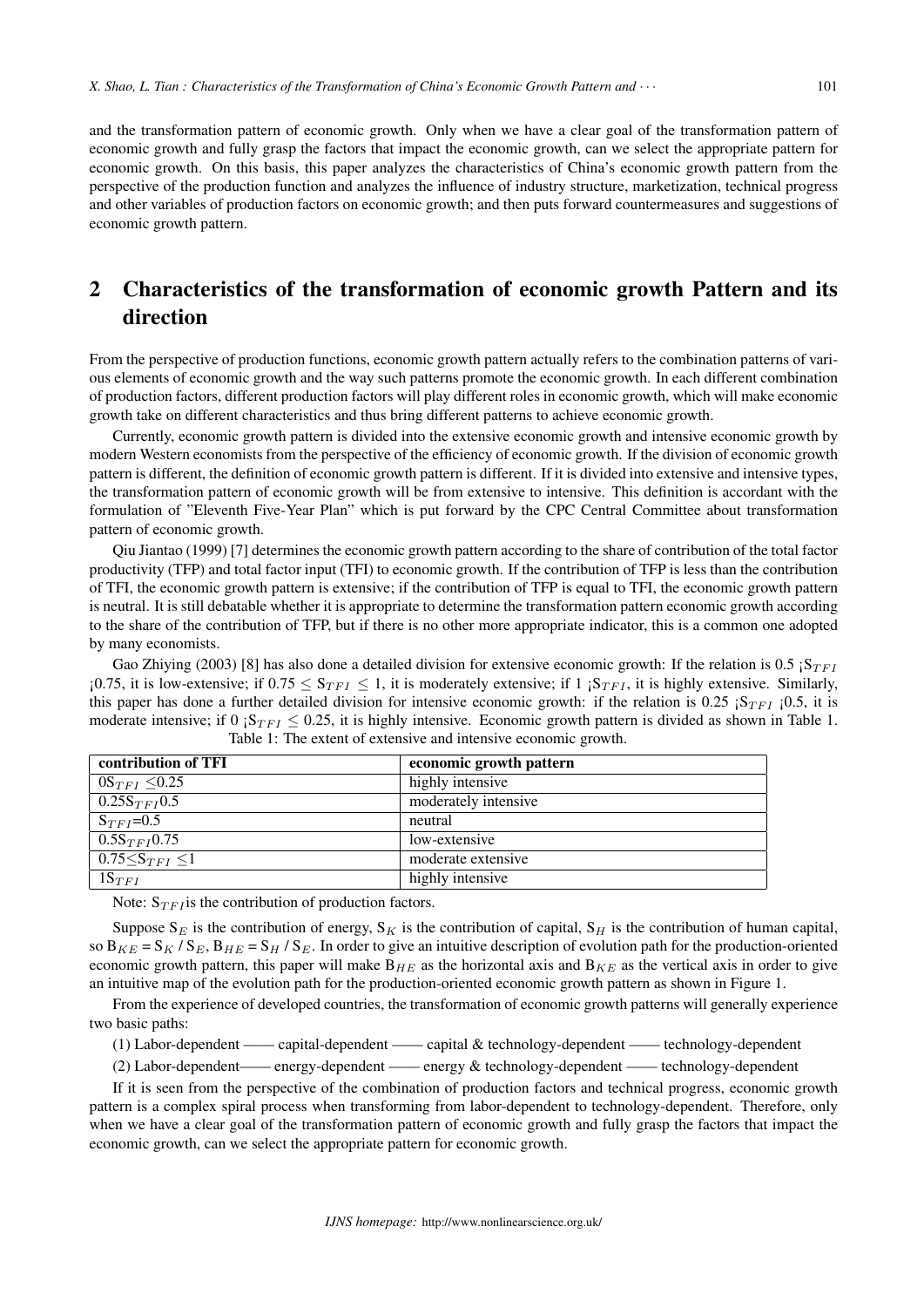and the transformation pattern of economic growth. Only when we have a clear goal of the transformation pattern of economic growth and fully grasp the factors that impact the economic growth, can we select the appropriate pattern for economic growth. On this basis, this paper analyzes the characteristics of China's economic growth pattern from the perspective of the production function and analyzes the influence of industry structure, marketization, technical progress and other variables of production factors on economic growth; and then puts forward countermeasures and suggestions of economic growth pattern.

## 2 Characteristics of the transformation of economic growth Pattern and its direction

From the perspective of production functions, economic growth pattern actually refers to the combination patterns of various elements of economic growth and the way such patterns promote the economic growth. In each different combination of production factors, different production factors will play different roles in economic growth, which will make economic growth take on different characteristics and thus bring different patterns to achieve economic growth.

Currently, economic growth pattern is divided into the extensive economic growth and intensive economic growth by modern Western economists from the perspective of the efficiency of economic growth. If the division of economic growth pattern is different, the definition of economic growth pattern is different. If it is divided into extensive and intensive types, the transformation pattern of economic growth will be from extensive to intensive. This definition is accordant with the formulation of "Eleventh Five-Year Plan" which is put forward by the CPC Central Committee about transformation pattern of economic growth.

Qiu Jiantao (1999) [7] determines the economic growth pattern according to the share of contribution of the total factor productivity (TFP) and total factor input (TFI) to economic growth. If the contribution of TFP is less than the contribution of TFI, the economic growth pattern is extensive; if the contribution of TFP is equal to TFI, the economic growth pattern is neutral. It is still debatable whether it is appropriate to determine the transformation pattern economic growth according to the share of the contribution of TFP, but if there is no other more appropriate indicator, this is a common one adopted by many economists.

Gao Zhiying (2003) [8] has also done a detailed division for extensive economic growth: If the relation is 0.5 ¡$S_{TFI}$ ¡0.75, it is low-extensive; if $0.75 \leq S_{TFI} \leq 1$, it is moderately extensive; if 1 ¡$S_{TFI}$, it is highly extensive. Similarly, this paper has done a further detailed division for intensive economic growth: if the relation is 0.25 ¡$S_{TFI}$ ¡0.5, it is moderate intensive; if 0 ¡$S_{TFI} \leq 0.25$, it is highly intensive. Economic growth pattern is divided as shown in Table 1.

Table 1: The extent of extensive and intensive economic growth.

| contribution of TFI | economic growth pattern |
|---|---|
| $0S_{TFI} \leq 0.25$ | highly intensive |
| $0.25S_{TFI}0.5$ | moderately intensive |
| $S_{TFI}=0.5$ | neutral |
| $0.5S_{TFI}0.75$ | low-extensive |
| $0.75 \leq S_{TFI} \leq 1$ | moderate extensive |
| $1S_{TFI}$ | highly intensive |

Note: $S_{TFI}$is the contribution of production factors.

Suppose $S_E$ is the contribution of energy, $S_K$ is the contribution of capital, $S_H$ is the contribution of human capital, so $B_{KE} = S_K / S_E$, $B_{HE} = S_H / S_E$. In order to give an intuitive description of evolution path for the production-oriented economic growth pattern, this paper will make $B_{HE}$ as the horizontal axis and $B_{KE}$ as the vertical axis in order to give an intuitive map of the evolution path for the production-oriented economic growth pattern as shown in Figure 1.

From the experience of developed countries, the transformation of economic growth patterns will generally experience two basic paths:

(1) Labor-dependent —— capital-dependent —— capital & technology-dependent —— technology-dependent

(2) Labor-dependent—— energy-dependent —— energy & technology-dependent —— technology-dependent

If it is seen from the perspective of the combination of production factors and technical progress, economic growth pattern is a complex spiral process when transforming from labor-dependent to technology-dependent. Therefore, only when we have a clear goal of the transformation pattern of economic growth and fully grasp the factors that impact the economic growth, can we select the appropriate pattern for economic growth.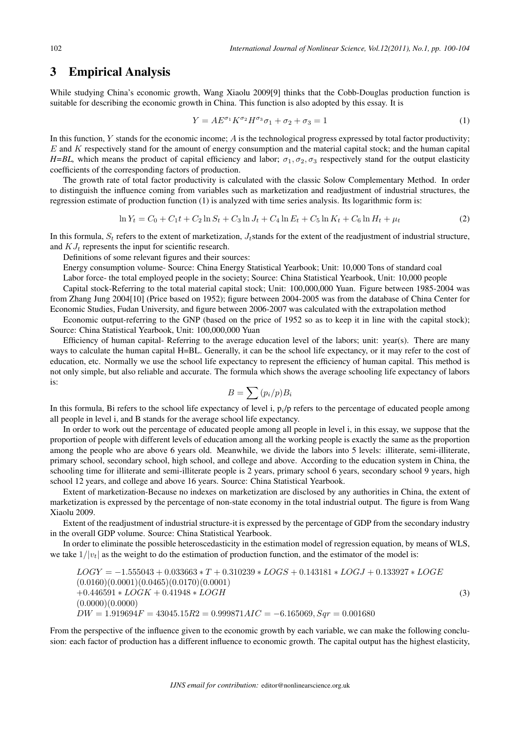## 3 Empirical Analysis

While studying China's economic growth, Wang Xiaolu 2009[9] thinks that the Cobb-Douglas production function is suitable for describing the economic growth in China. This function is also adopted by this essay. It is

$$Y = AE^{\sigma_1}K^{\sigma_2}H^{\sigma_3}\sigma_1 + \sigma_2 + \sigma_3 = 1 \tag{1}$$

In this function, $Y$ stands for the economic income; $A$ is the technological progress expressed by total factor productivity; $E$ and $K$ respectively stand for the amount of energy consumption and the material capital stock; and the human capital *H=BL*, which means the product of capital efficiency and labor; $\sigma_1, \sigma_2, \sigma_3$ respectively stand for the output elasticity coefficients of the corresponding factors of production.

The growth rate of total factor productivity is calculated with the classic Solow Complementary Method. In order to distinguish the influence coming from variables such as marketization and readjustment of industrial structures, the regression estimate of production function (1) is analyzed with time series analysis. Its logarithmic form is:

$$\ln Y_t = C_0 + C_1 t + C_2 \ln S_t + C_3 \ln J_t + C_4 \ln E_t + C_5 \ln K_t + C_6 \ln H_t + \mu_t \tag{2}$$

In this formula, $S_t$ refers to the extent of marketization, $J_t$stands for the extent of the readjustment of industrial structure, and $KJ_t$ represents the input for scientific research.

Definitions of some relevant figures and their sources:

Energy consumption volume- Source: China Energy Statistical Yearbook; Unit: 10,000 Tons of standard coal

Labor force- the total employed people in the society; Source: China Statistical Yearbook, Unit: 10,000 people

Capital stock-Referring to the total material capital stock; Unit: 100,000,000 Yuan. Figure between 1985-2004 was from Zhang Jung 2004[10] (Price based on 1952); figure between 2004-2005 was from the database of China Center for Economic Studies, Fudan University, and figure between 2006-2007 was calculated with the extrapolation method

Economic output-referring to the GNP (based on the price of 1952 so as to keep it in line with the capital stock); Source: China Statistical Yearbook, Unit: 100,000,000 Yuan

Efficiency of human capital- Referring to the average education level of the labors; unit: year(s). There are many ways to calculate the human capital H=BL. Generally, it can be the school life expectancy, or it may refer to the cost of education, etc. Normally we use the school life expectancy to represent the efficiency of human capital. This method is not only simple, but also reliable and accurate. The formula which shows the average schooling life expectancy of labors is:

$$B = \sum (p_i/p)B_i$$

In this formula, Bi refers to the school life expectancy of level i, $p_i/p$ refers to the percentage of educated people among all people in level i, and B stands for the average school life expectancy.

In order to work out the percentage of educated people among all people in level i, in this essay, we suppose that the proportion of people with different levels of education among all the working people is exactly the same as the proportion among the people who are above 6 years old. Meanwhile, we divide the labors into 5 levels: illiterate, semi-illiterate, primary school, secondary school, high school, and college and above. According to the education system in China, the schooling time for illiterate and semi-illiterate people is 2 years, primary school 6 years, secondary school 9 years, high school 12 years, and college and above 16 years. Source: China Statistical Yearbook.

Extent of marketization-Because no indexes on marketization are disclosed by any authorities in China, the extent of marketization is expressed by the percentage of non-state economy in the total industrial output. The figure is from Wang Xiaolu 2009.

Extent of the readjustment of industrial structure-it is expressed by the percentage of GDP from the secondary industry in the overall GDP volume. Source: China Statistical Yearbook.

In order to eliminate the possible heteroscedasticity in the estimation model of regression equation, by means of WLS, we take $1/|v_t|$ as the weight to do the estimation of production function, and the estimator of the model is:

$$\begin{aligned}
&LOGY = -1.555043 + 0.033663 * T + 0.310239 * LOGS + 0.143181 * LOGJ + 0.133927 * LOGE \\
&(0.0160)(0.0001)(0.0465)(0.0170)(0.0001) \\
&+0.446591 * LOGK + 0.41948 * LOGH \\
&(0.0000)(0.0000) \\
&DW = 1.919694 F = 43045.15 R2 = 0.999871 AIC = -6.165069, Sqr = 0.001680
\end{aligned} \tag{3}$$

From the perspective of the influence given to the economic growth by each variable, we can make the following conclusion: each factor of production has a different influence to economic growth. The capital output has the highest elasticity,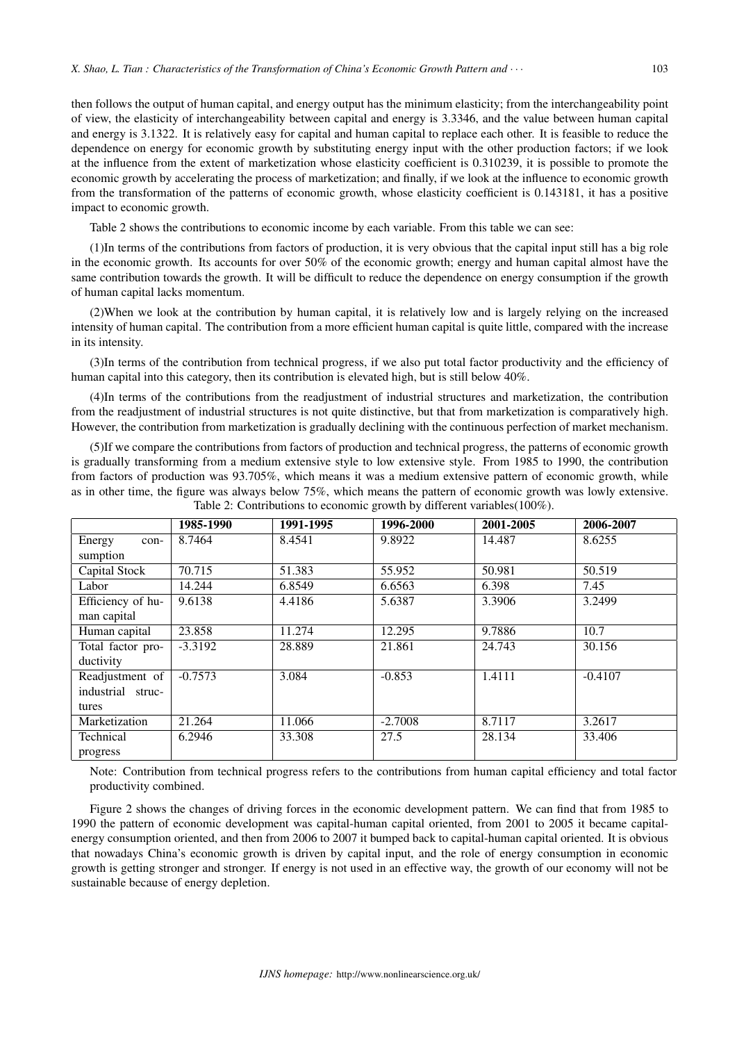then follows the output of human capital, and energy output has the minimum elasticity; from the interchangeability point of view, the elasticity of interchangeability between capital and energy is 3.3346, and the value between human capital and energy is 3.1322. It is relatively easy for capital and human capital to replace each other. It is feasible to reduce the dependence on energy for economic growth by substituting energy input with the other production factors; if we look at the influence from the extent of marketization whose elasticity coefficient is 0.310239, it is possible to promote the economic growth by accelerating the process of marketization; and finally, if we look at the influence to economic growth from the transformation of the patterns of economic growth, whose elasticity coefficient is 0.143181, it has a positive impact to economic growth.

Table 2 shows the contributions to economic income by each variable. From this table we can see:

(1)In terms of the contributions from factors of production, it is very obvious that the capital input still has a big role in the economic growth. Its accounts for over 50% of the economic growth; energy and human capital almost have the same contribution towards the growth. It will be difficult to reduce the dependence on energy consumption if the growth of human capital lacks momentum.

(2)When we look at the contribution by human capital, it is relatively low and is largely relying on the increased intensity of human capital. The contribution from a more efficient human capital is quite little, compared with the increase in its intensity.

(3)In terms of the contribution from technical progress, if we also put total factor productivity and the efficiency of human capital into this category, then its contribution is elevated high, but is still below 40%.

(4)In terms of the contributions from the readjustment of industrial structures and marketization, the contribution from the readjustment of industrial structures is not quite distinctive, but that from marketization is comparatively high. However, the contribution from marketization is gradually declining with the continuous perfection of market mechanism.

(5)If we compare the contributions from factors of production and technical progress, the patterns of economic growth is gradually transforming from a medium extensive style to low extensive style. From 1985 to 1990, the contribution from factors of production was 93.705%, which means it was a medium extensive pattern of economic growth, while as in other time, the figure was always below 75%, which means the pattern of economic growth was lowly extensive.

Table 2: Contributions to economic growth by different variables(100%).

| | 1985-1990 | 1991-1995 | 1996-2000 | 2001-2005 | 2006-2007 |
|---|---|---|---|---|---|
| Energy consumption | 8.7464 | 8.4541 | 9.8922 | 14.487 | 8.6255 |
| Capital Stock | 70.715 | 51.383 | 55.952 | 50.981 | 50.519 |
| Labor | 14.244 | 6.8549 | 6.6563 | 6.398 | 7.45 |
| Efficiency of human capital | 9.6138 | 4.4186 | 5.6387 | 3.3906 | 3.2499 |
| Human capital | 23.858 | 11.274 | 12.295 | 9.7886 | 10.7 |
| Total factor productivity | -3.3192 | 28.889 | 21.861 | 24.743 | 30.156 |
| Readjustment of industrial structures | -0.7573 | 3.084 | -0.853 | 1.4111 | -0.4107 |
| Marketization | 21.264 | 11.066 | -2.7008 | 8.7117 | 3.2617 |
| Technical progress | 6.2946 | 33.308 | 27.5 | 28.134 | 33.406 |

Note: Contribution from technical progress refers to the contributions from human capital efficiency and total factor productivity combined.

Figure 2 shows the changes of driving forces in the economic development pattern. We can find that from 1985 to 1990 the pattern of economic development was capital-human capital oriented, from 2001 to 2005 it became capital-energy consumption oriented, and then from 2006 to 2007 it bumped back to capital-human capital oriented. It is obvious that nowadays China's economic growth is driven by capital input, and the role of energy consumption in economic growth is getting stronger and stronger. If energy is not used in an effective way, the growth of our economy will not be sustainable because of energy depletion.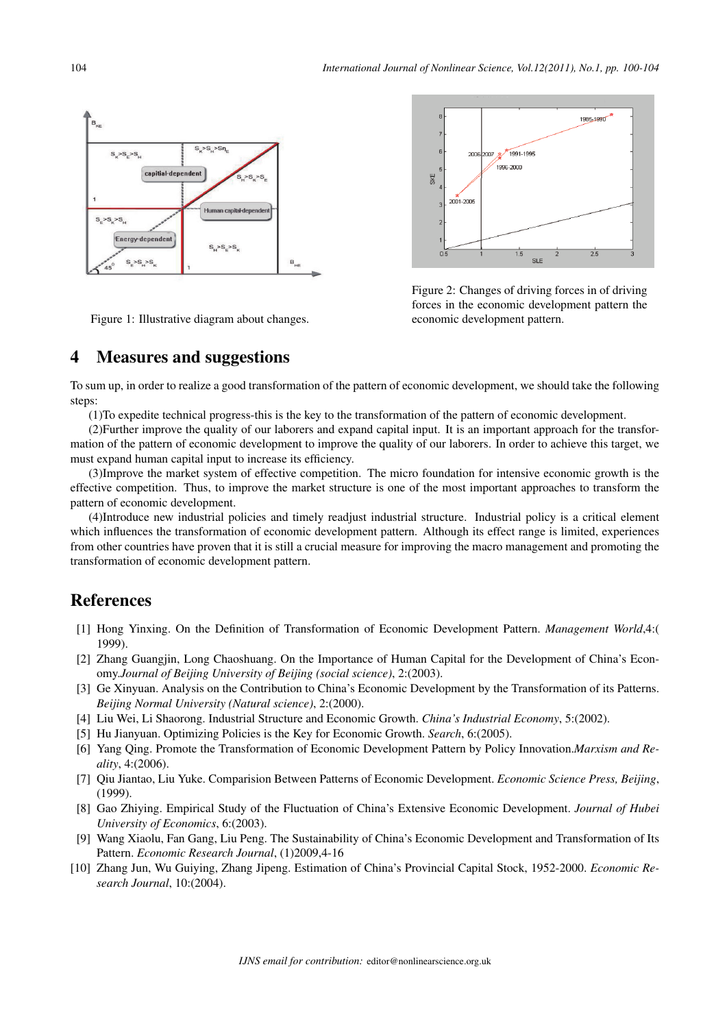Figure 1: Illustrative diagram about changes.

Figure 2: Changes of driving forces in of driving forces in the economic development pattern the economic development pattern.

## 4 Measures and suggestions

To sum up, in order to realize a good transformation of the pattern of economic development, we should take the following steps:

(1)To expedite technical progress-this is the key to the transformation of the pattern of economic development.

(2)Further improve the quality of our laborers and expand capital input. It is an important approach for the transformation of the pattern of economic development to improve the quality of our laborers. In order to achieve this target, we must expand human capital input to increase its efficiency.

(3)Improve the market system of effective competition. The micro foundation for intensive economic growth is the effective competition. Thus, to improve the market structure is one of the most important approaches to transform the pattern of economic development.

(4)Introduce new industrial policies and timely readjust industrial structure. Industrial policy is a critical element which influences the transformation of economic development pattern. Although its effect range is limited, experiences from other countries have proven that it is still a crucial measure for improving the macro management and promoting the transformation of economic development pattern.

## References

[1] Hong Yinxing. On the Definition of Transformation of Economic Development Pattern. *Management World*,4:( 1999).

[2] Zhang Guangjin, Long Chaoshuang. On the Importance of Human Capital for the Development of China's Economy.*Journal of Beijing University of Beijing (social science)*, 2:(2003).

[3] Ge Xinyuan. Analysis on the Contribution to China's Economic Development by the Transformation of its Patterns. *Beijing Normal University (Natural science)*, 2:(2000).

[4] Liu Wei, Li Shaorong. Industrial Structure and Economic Growth. *China's Industrial Economy*, 5:(2002).

[5] Hu Jianyuan. Optimizing Policies is the Key for Economic Growth. *Search*, 6:(2005).

[6] Yang Qing. Promote the Transformation of Economic Development Pattern by Policy Innovation.*Marxism and Reality*, 4:(2006).

[7] Qiu Jiantao, Liu Yuke. Comparision Between Patterns of Economic Development. *Economic Science Press, Beijing*, (1999).

[8] Gao Zhiying. Empirical Study of the Fluctuation of China's Extensive Economic Development. *Journal of Hubei University of Economics*, 6:(2003).

[9] Wang Xiaolu, Fan Gang, Liu Peng. The Sustainability of China's Economic Development and Transformation of Its Pattern. *Economic Research Journal*, (1)2009,4-16

[10] Zhang Jun, Wu Guiying, Zhang Jipeng. Estimation of China's Provincial Capital Stock, 1952-2000. *Economic Research Journal*, 10:(2004).